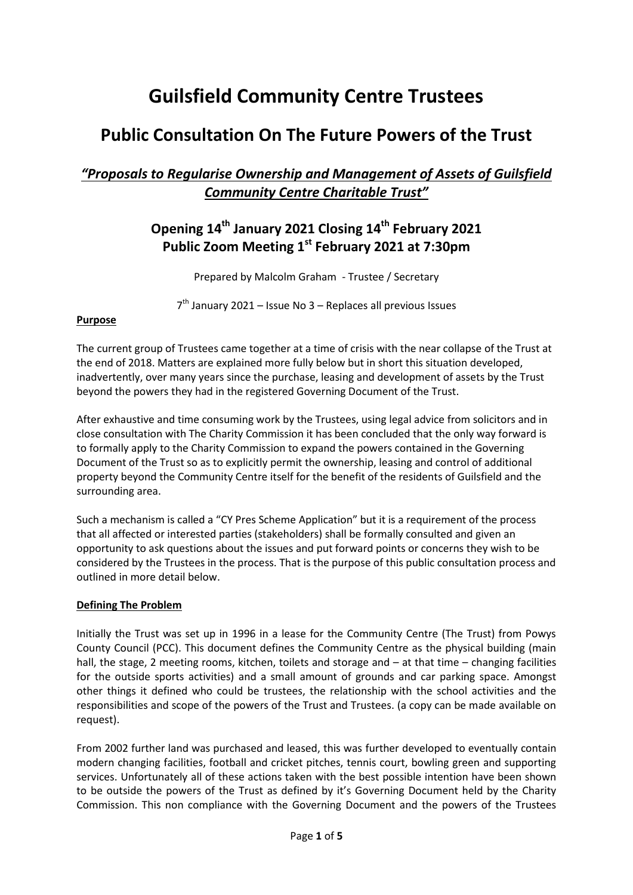# Guilsfield Community Centre Trustees

## Public Consultation On The Future Powers of the Trust

### *"Proposals to Regularise Ownership and Management of Assets of Guilsfield Community Centre Charitable Trust"*

### Opening 14th January 2021 Closing 14th February 2021
### Public Zoom Meeting 1st February 2021 at 7:30pm

Prepared by Malcolm Graham - Trustee / Secretary

7th January 2021 – Issue No 3 – Replaces all previous Issues

**Purpose**

The current group of Trustees came together at a time of crisis with the near collapse of the Trust at the end of 2018. Matters are explained more fully below but in short this situation developed, inadvertently, over many years since the purchase, leasing and development of assets by the Trust beyond the powers they had in the registered Governing Document of the Trust.

After exhaustive and time consuming work by the Trustees, using legal advice from solicitors and in close consultation with The Charity Commission it has been concluded that the only way forward is to formally apply to the Charity Commission to expand the powers contained in the Governing Document of the Trust so as to explicitly permit the ownership, leasing and control of additional property beyond the Community Centre itself for the benefit of the residents of Guilsfield and the surrounding area.

Such a mechanism is called a "CY Pres Scheme Application" but it is a requirement of the process that all affected or interested parties (stakeholders) shall be formally consulted and given an opportunity to ask questions about the issues and put forward points or concerns they wish to be considered by the Trustees in the process. That is the purpose of this public consultation process and outlined in more detail below.

**Defining The Problem**

Initially the Trust was set up in 1996 in a lease for the Community Centre (The Trust) from Powys County Council (PCC). This document defines the Community Centre as the physical building (main hall, the stage, 2 meeting rooms, kitchen, toilets and storage and – at that time – changing facilities for the outside sports activities) and a small amount of grounds and car parking space. Amongst other things it defined who could be trustees, the relationship with the school activities and the responsibilities and scope of the powers of the Trust and Trustees. (a copy can be made available on request).

From 2002 further land was purchased and leased, this was further developed to eventually contain modern changing facilities, football and cricket pitches, tennis court, bowling green and supporting services. Unfortunately all of these actions taken with the best possible intention have been shown to be outside the powers of the Trust as defined by it's Governing Document held by the Charity Commission. This non compliance with the Governing Document and the powers of the Trustees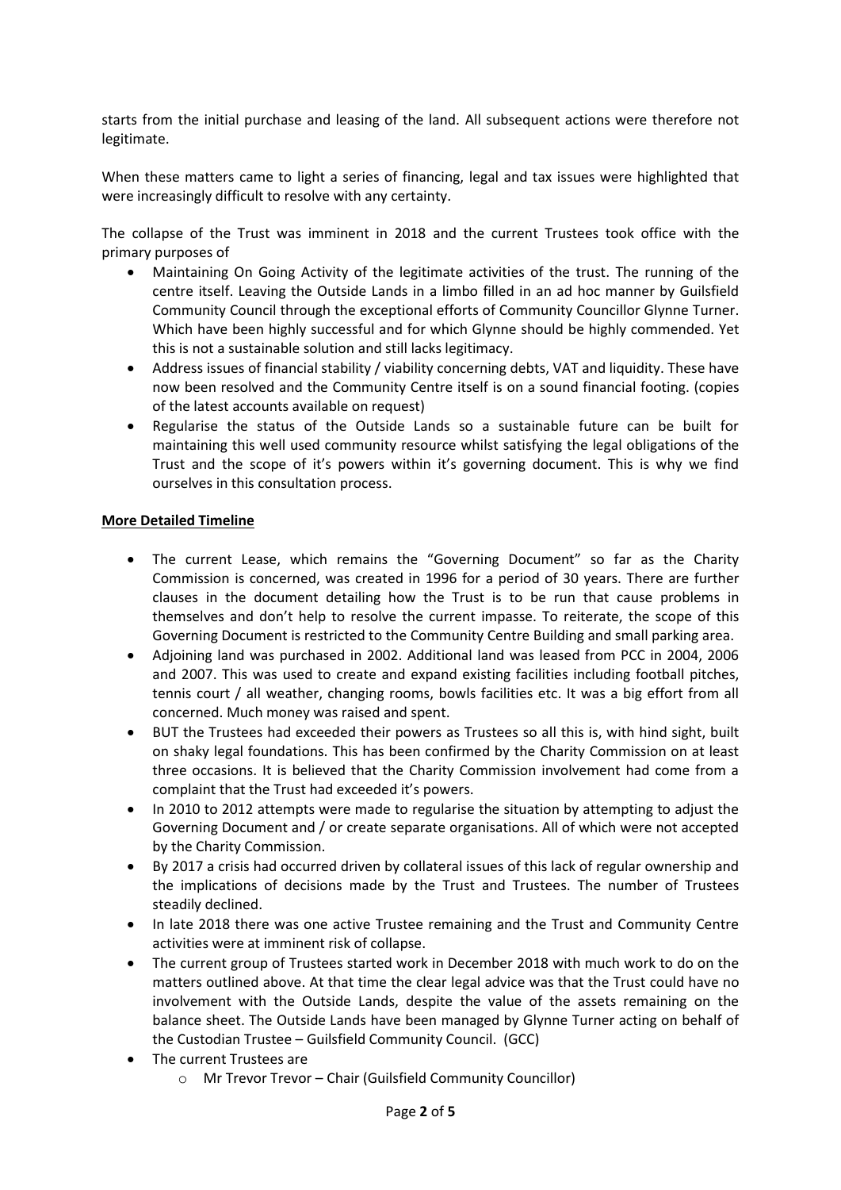starts from the initial purchase and leasing of the land. All subsequent actions were therefore not legitimate.

When these matters came to light a series of financing, legal and tax issues were highlighted that were increasingly difficult to resolve with any certainty.

The collapse of the Trust was imminent in 2018 and the current Trustees took office with the primary purposes of

- Maintaining On Going Activity of the legitimate activities of the trust. The running of the centre itself. Leaving the Outside Lands in a limbo filled in an ad hoc manner by Guilsfield Community Council through the exceptional efforts of Community Councillor Glynne Turner. Which have been highly successful and for which Glynne should be highly commended. Yet this is not a sustainable solution and still lacks legitimacy.
- Address issues of financial stability / viability concerning debts, VAT and liquidity. These have now been resolved and the Community Centre itself is on a sound financial footing. (copies of the latest accounts available on request)
- Regularise the status of the Outside Lands so a sustainable future can be built for maintaining this well used community resource whilst satisfying the legal obligations of the Trust and the scope of it's powers within it's governing document. This is why we find ourselves in this consultation process.

**<u>More Detailed Timeline</u>**

- The current Lease, which remains the "Governing Document" so far as the Charity Commission is concerned, was created in 1996 for a period of 30 years. There are further clauses in the document detailing how the Trust is to be run that cause problems in themselves and don't help to resolve the current impasse. To reiterate, the scope of this Governing Document is restricted to the Community Centre Building and small parking area.
- Adjoining land was purchased in 2002. Additional land was leased from PCC in 2004, 2006 and 2007. This was used to create and expand existing facilities including football pitches, tennis court / all weather, changing rooms, bowls facilities etc. It was a big effort from all concerned. Much money was raised and spent.
- BUT the Trustees had exceeded their powers as Trustees so all this is, with hind sight, built on shaky legal foundations. This has been confirmed by the Charity Commission on at least three occasions. It is believed that the Charity Commission involvement had come from a complaint that the Trust had exceeded it's powers.
- In 2010 to 2012 attempts were made to regularise the situation by attempting to adjust the Governing Document and / or create separate organisations. All of which were not accepted by the Charity Commission.
- By 2017 a crisis had occurred driven by collateral issues of this lack of regular ownership and the implications of decisions made by the Trust and Trustees. The number of Trustees steadily declined.
- In late 2018 there was one active Trustee remaining and the Trust and Community Centre activities were at imminent risk of collapse.
- The current group of Trustees started work in December 2018 with much work to do on the matters outlined above. At that time the clear legal advice was that the Trust could have no involvement with the Outside Lands, despite the value of the assets remaining on the balance sheet. The Outside Lands have been managed by Glynne Turner acting on behalf of the Custodian Trustee – Guilsfield Community Council. (GCC)
- The current Trustees are
  - Mr Trevor Trevor – Chair (Guilsfield Community Councillor)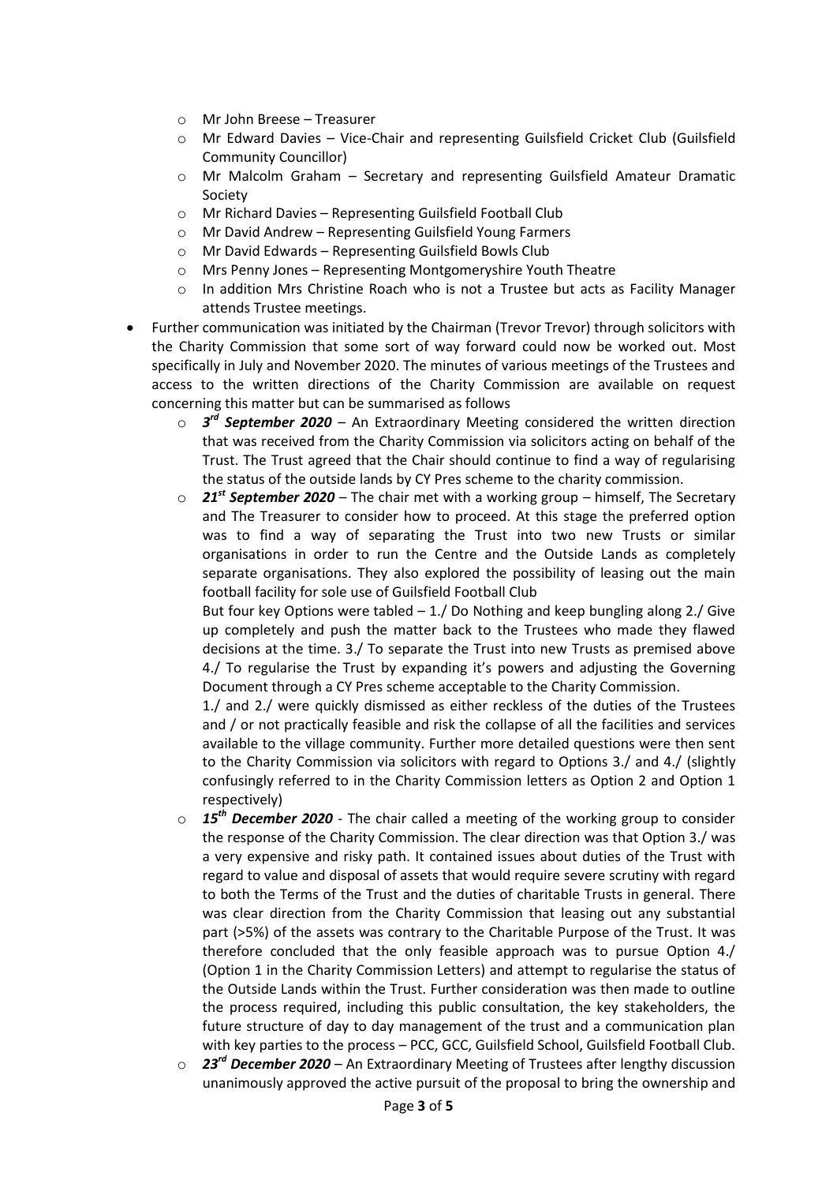- Mr John Breese – Treasurer
- Mr Edward Davies – Vice-Chair and representing Guilsfield Cricket Club (Guilsfield Community Councillor)
- Mr Malcolm Graham – Secretary and representing Guilsfield Amateur Dramatic Society
- Mr Richard Davies – Representing Guilsfield Football Club
- Mr David Andrew – Representing Guilsfield Young Farmers
- Mr David Edwards – Representing Guilsfield Bowls Club
- Mrs Penny Jones – Representing Montgomeryshire Youth Theatre
- In addition Mrs Christine Roach who is not a Trustee but acts as Facility Manager attends Trustee meetings.

- Further communication was initiated by the Chairman (Trevor Trevor) through solicitors with the Charity Commission that some sort of way forward could now be worked out. Most specifically in July and November 2020. The minutes of various meetings of the Trustees and access to the written directions of the Charity Commission are available on request concerning this matter but can be summarised as follows
  - ***3rd September 2020*** – An Extraordinary Meeting considered the written direction that was received from the Charity Commission via solicitors acting on behalf of the Trust. The Trust agreed that the Chair should continue to find a way of regularising the status of the outside lands by CY Pres scheme to the charity commission.
  - ***21st September 2020*** – The chair met with a working group – himself, The Secretary and The Treasurer to consider how to proceed. At this stage the preferred option was to find a way of separating the Trust into two new Trusts or similar organisations in order to run the Centre and the Outside Lands as completely separate organisations. They also explored the possibility of leasing out the main football facility for sole use of Guilsfield Football Club

    But four key Options were tabled – 1./ Do Nothing and keep bungling along 2./ Give up completely and push the matter back to the Trustees who made they flawed decisions at the time. 3./ To separate the Trust into new Trusts as premised above 4./ To regularise the Trust by expanding it's powers and adjusting the Governing Document through a CY Pres scheme acceptable to the Charity Commission.

    1./ and 2./ were quickly dismissed as either reckless of the duties of the Trustees and / or not practically feasible and risk the collapse of all the facilities and services available to the village community. Further more detailed questions were then sent to the Charity Commission via solicitors with regard to Options 3./ and 4./ (slightly confusingly referred to in the Charity Commission letters as Option 2 and Option 1 respectively)
  - ***15th December 2020*** - The chair called a meeting of the working group to consider the response of the Charity Commission. The clear direction was that Option 3./ was a very expensive and risky path. It contained issues about duties of the Trust with regard to value and disposal of assets that would require severe scrutiny with regard to both the Terms of the Trust and the duties of charitable Trusts in general. There was clear direction from the Charity Commission that leasing out any substantial part (>5%) of the assets was contrary to the Charitable Purpose of the Trust. It was therefore concluded that the only feasible approach was to pursue Option 4./ (Option 1 in the Charity Commission Letters) and attempt to regularise the status of the Outside Lands within the Trust. Further consideration was then made to outline the process required, including this public consultation, the key stakeholders, the future structure of day to day management of the trust and a communication plan with key parties to the process – PCC, GCC, Guilsfield School, Guilsfield Football Club.
  - ***23rd December 2020*** – An Extraordinary Meeting of Trustees after lengthy discussion unanimously approved the active pursuit of the proposal to bring the ownership and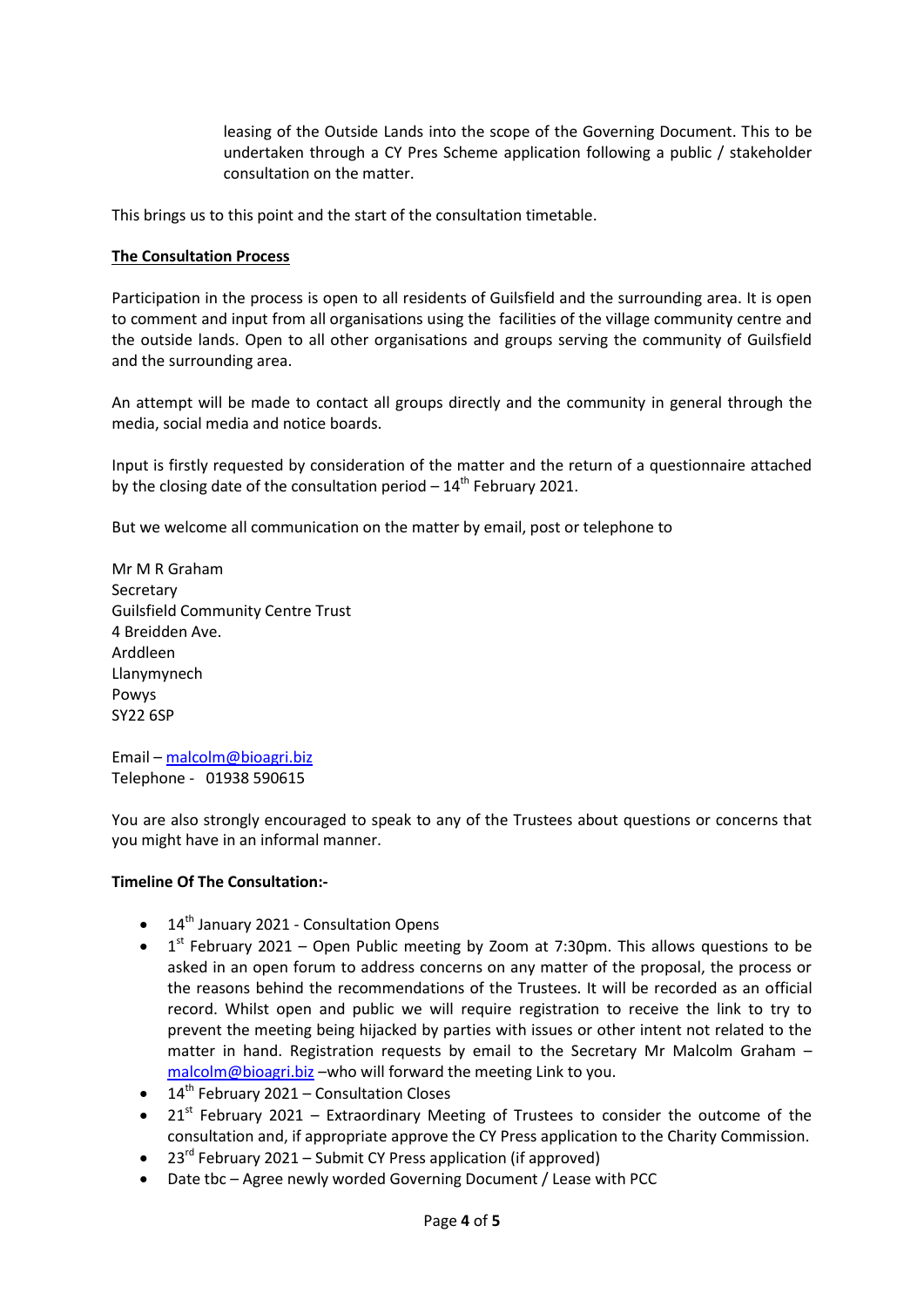leasing of the Outside Lands into the scope of the Governing Document. This to be undertaken through a CY Pres Scheme application following a public / stakeholder consultation on the matter.

This brings us to this point and the start of the consultation timetable.

**The Consultation Process**

Participation in the process is open to all residents of Guilsfield and the surrounding area. It is open to comment and input from all organisations using the facilities of the village community centre and the outside lands. Open to all other organisations and groups serving the community of Guilsfield and the surrounding area.

An attempt will be made to contact all groups directly and the community in general through the media, social media and notice boards.

Input is firstly requested by consideration of the matter and the return of a questionnaire attached by the closing date of the consultation period – 14th February 2021.

But we welcome all communication on the matter by email, post or telephone to

Mr M R Graham
Secretary
Guilsfield Community Centre Trust
4 Breidden Ave.
Arddleen
Llanymynech
Powys
SY22 6SP

Email – malcolm@bioagri.biz
Telephone - 01938 590615

You are also strongly encouraged to speak to any of the Trustees about questions or concerns that you might have in an informal manner.

**Timeline Of The Consultation:-**

- 14th January 2021 - Consultation Opens
- 1st February 2021 – Open Public meeting by Zoom at 7:30pm. This allows questions to be asked in an open forum to address concerns on any matter of the proposal, the process or the reasons behind the recommendations of the Trustees. It will be recorded as an official record. Whilst open and public we will require registration to receive the link to try to prevent the meeting being hijacked by parties with issues or other intent not related to the matter in hand. Registration requests by email to the Secretary Mr Malcolm Graham – malcolm@bioagri.biz –who will forward the meeting Link to you.
- 14th February 2021 – Consultation Closes
- 21st February 2021 – Extraordinary Meeting of Trustees to consider the outcome of the consultation and, if appropriate approve the CY Press application to the Charity Commission.
- 23rd February 2021 – Submit CY Press application (if approved)
- Date tbc – Agree newly worded Governing Document / Lease with PCC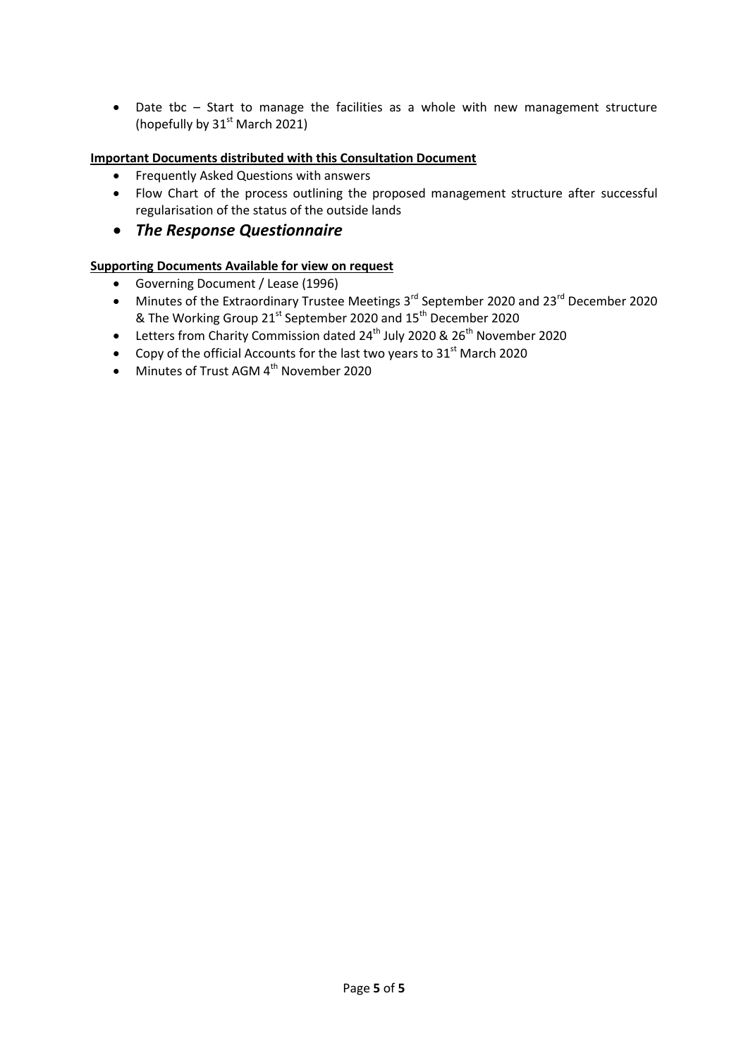- Date tbc – Start to manage the facilities as a whole with new management structure (hopefully by 31st March 2021)

**Important Documents distributed with this Consultation Document**

- Frequently Asked Questions with answers
- Flow Chart of the process outlining the proposed management structure after successful regularisation of the status of the outside lands
- ***The Response Questionnaire***

**Supporting Documents Available for view on request**

- Governing Document / Lease (1996)
- Minutes of the Extraordinary Trustee Meetings 3rd September 2020 and 23rd December 2020 & The Working Group 21st September 2020 and 15th December 2020
- Letters from Charity Commission dated 24th July 2020 & 26th November 2020
- Copy of the official Accounts for the last two years to 31st March 2020
- Minutes of Trust AGM 4th November 2020